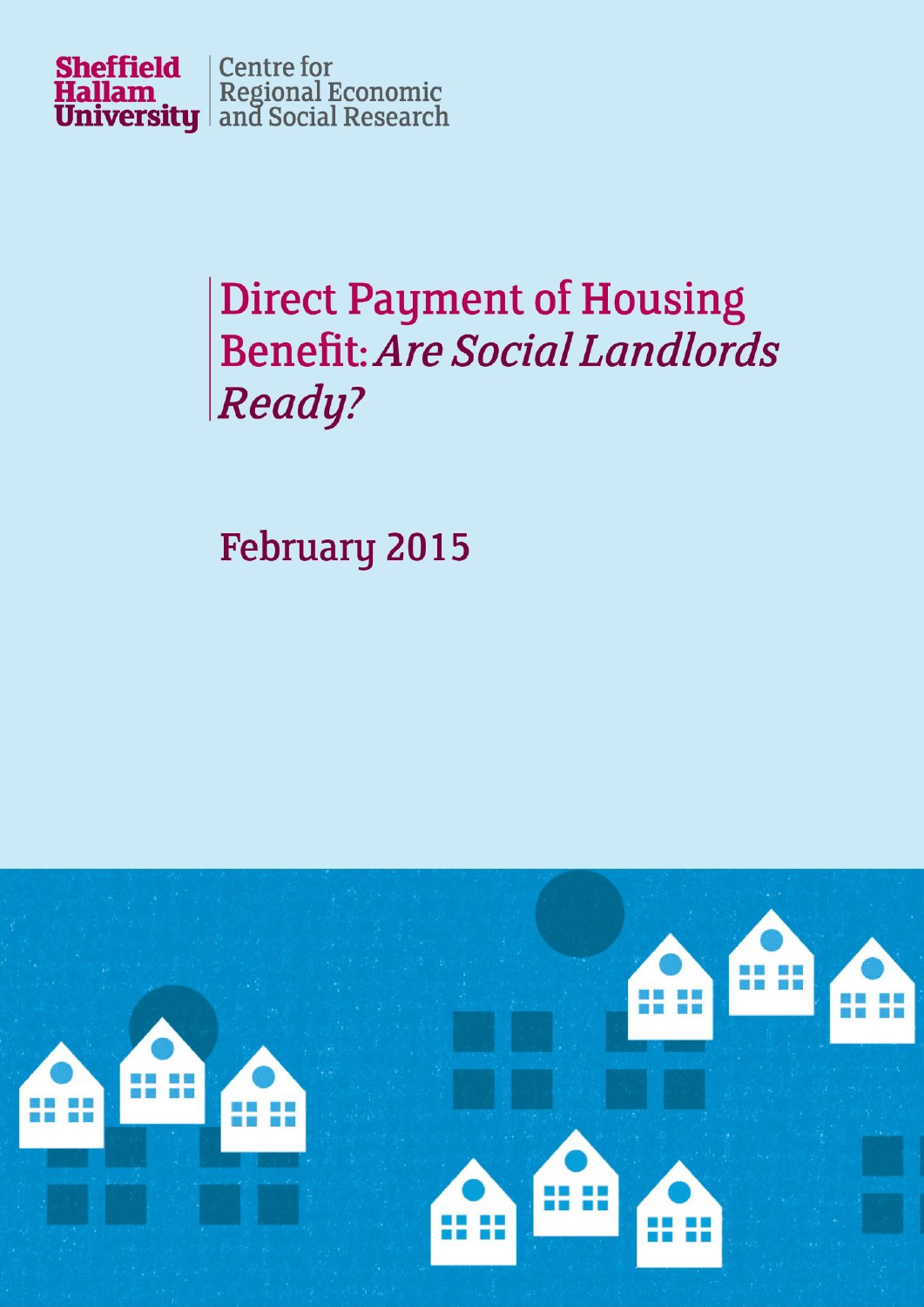Sheffield Hallam University | Centre for Regional Economic and Social Research

# Direct Payment of Housing Benefit: *Are Social Landlords Ready?*

February 2015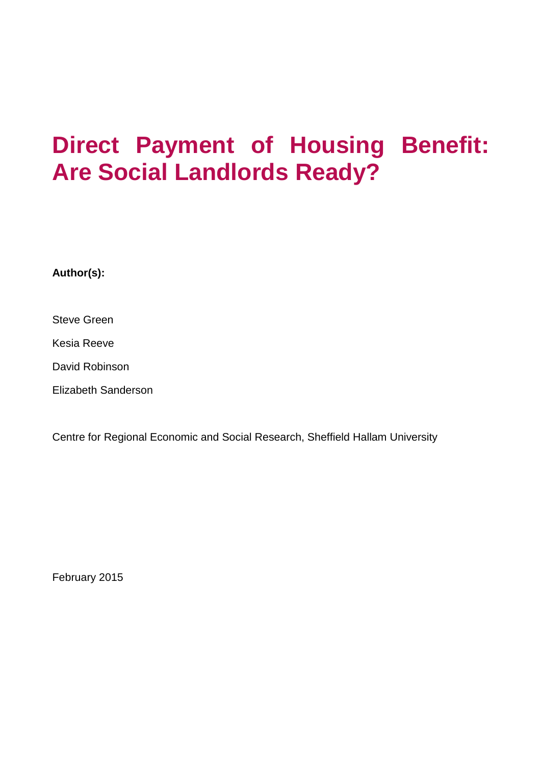# Direct Payment of Housing Benefit: Are Social Landlords Ready?

**Author(s):**

Steve Green

Kesia Reeve

David Robinson

Elizabeth Sanderson

Centre for Regional Economic and Social Research, Sheffield Hallam University

February 2015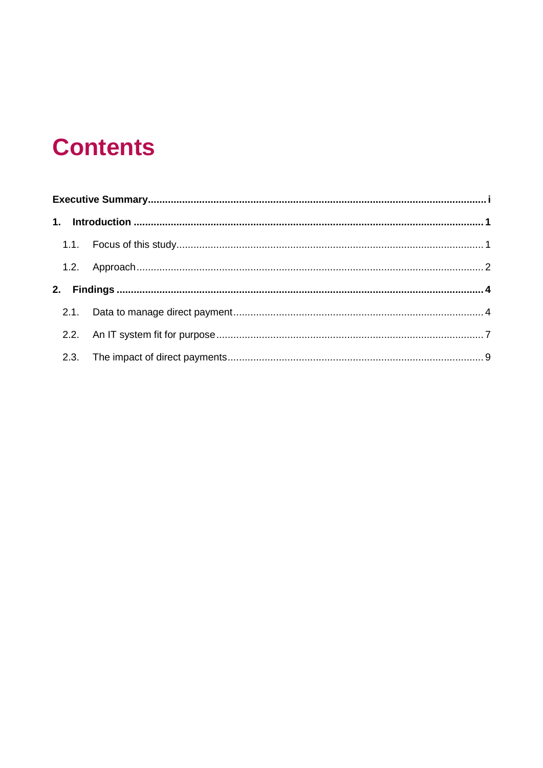# Contents

**Executive Summary** ..................................................................................................................... **i**

**1. Introduction** ......................................................................................................................... **1**

1.1. Focus of this study ........................................................................................................... 1

1.2. Approach ......................................................................................................................... 2

**2. Findings** ................................................................................................................................ **4**

2.1. Data to manage direct payment ....................................................................................... 4

2.2. An IT system fit for purpose ............................................................................................. 7

2.3. The impact of direct payments ......................................................................................... 9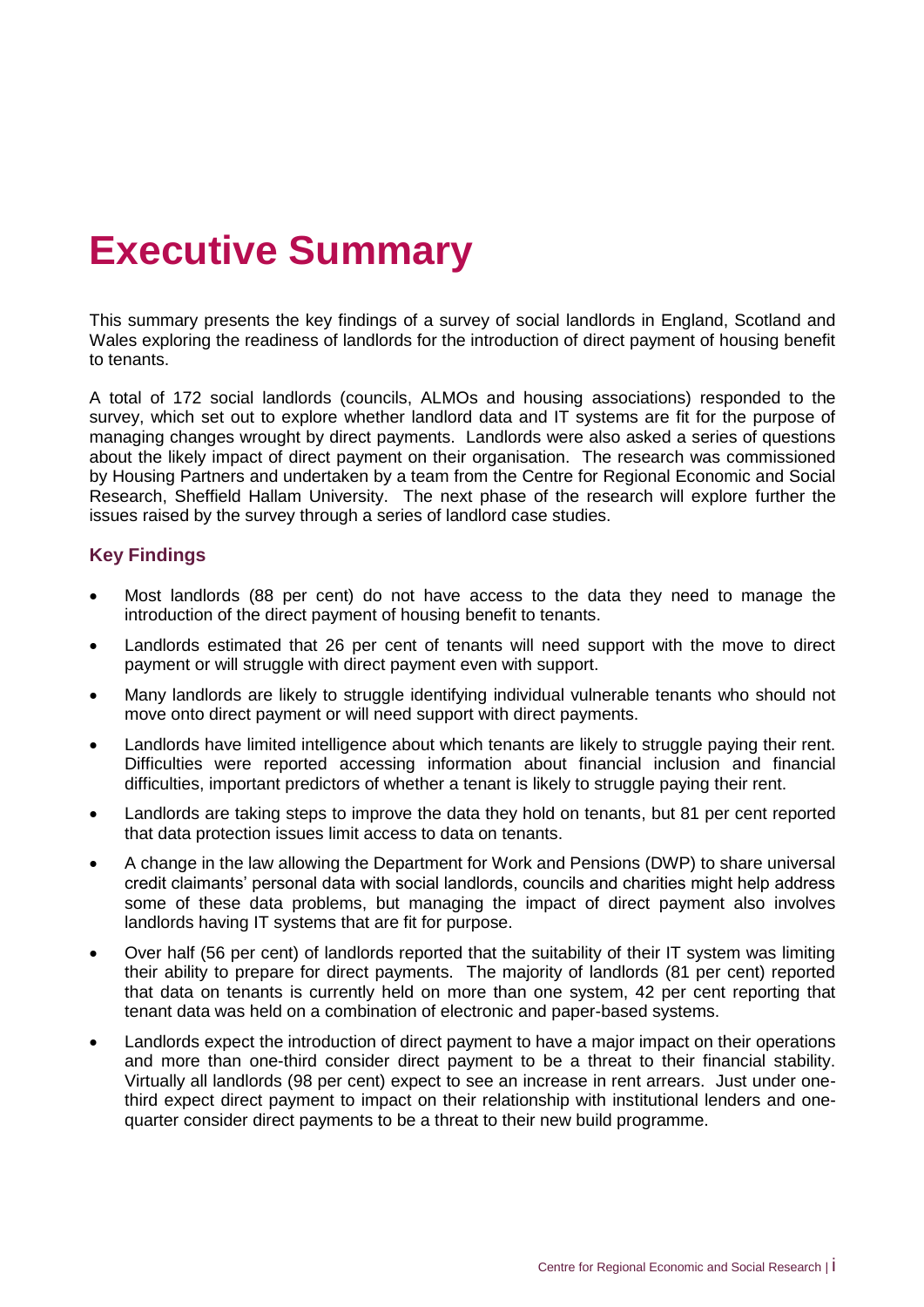# Executive Summary

This summary presents the key findings of a survey of social landlords in England, Scotland and Wales exploring the readiness of landlords for the introduction of direct payment of housing benefit to tenants.

A total of 172 social landlords (councils, ALMOs and housing associations) responded to the survey, which set out to explore whether landlord data and IT systems are fit for the purpose of managing changes wrought by direct payments. Landlords were also asked a series of questions about the likely impact of direct payment on their organisation. The research was commissioned by Housing Partners and undertaken by a team from the Centre for Regional Economic and Social Research, Sheffield Hallam University. The next phase of the research will explore further the issues raised by the survey through a series of landlord case studies.

## Key Findings

- Most landlords (88 per cent) do not have access to the data they need to manage the introduction of the direct payment of housing benefit to tenants.
- Landlords estimated that 26 per cent of tenants will need support with the move to direct payment or will struggle with direct payment even with support.
- Many landlords are likely to struggle identifying individual vulnerable tenants who should not move onto direct payment or will need support with direct payments.
- Landlords have limited intelligence about which tenants are likely to struggle paying their rent. Difficulties were reported accessing information about financial inclusion and financial difficulties, important predictors of whether a tenant is likely to struggle paying their rent.
- Landlords are taking steps to improve the data they hold on tenants, but 81 per cent reported that data protection issues limit access to data on tenants.
- A change in the law allowing the Department for Work and Pensions (DWP) to share universal credit claimants' personal data with social landlords, councils and charities might help address some of these data problems, but managing the impact of direct payment also involves landlords having IT systems that are fit for purpose.
- Over half (56 per cent) of landlords reported that the suitability of their IT system was limiting their ability to prepare for direct payments. The majority of landlords (81 per cent) reported that data on tenants is currently held on more than one system, 42 per cent reporting that tenant data was held on a combination of electronic and paper-based systems.
- Landlords expect the introduction of direct payment to have a major impact on their operations and more than one-third consider direct payment to be a threat to their financial stability. Virtually all landlords (98 per cent) expect to see an increase in rent arrears. Just under one-third expect direct payment to impact on their relationship with institutional lenders and one-quarter consider direct payments to be a threat to their new build programme.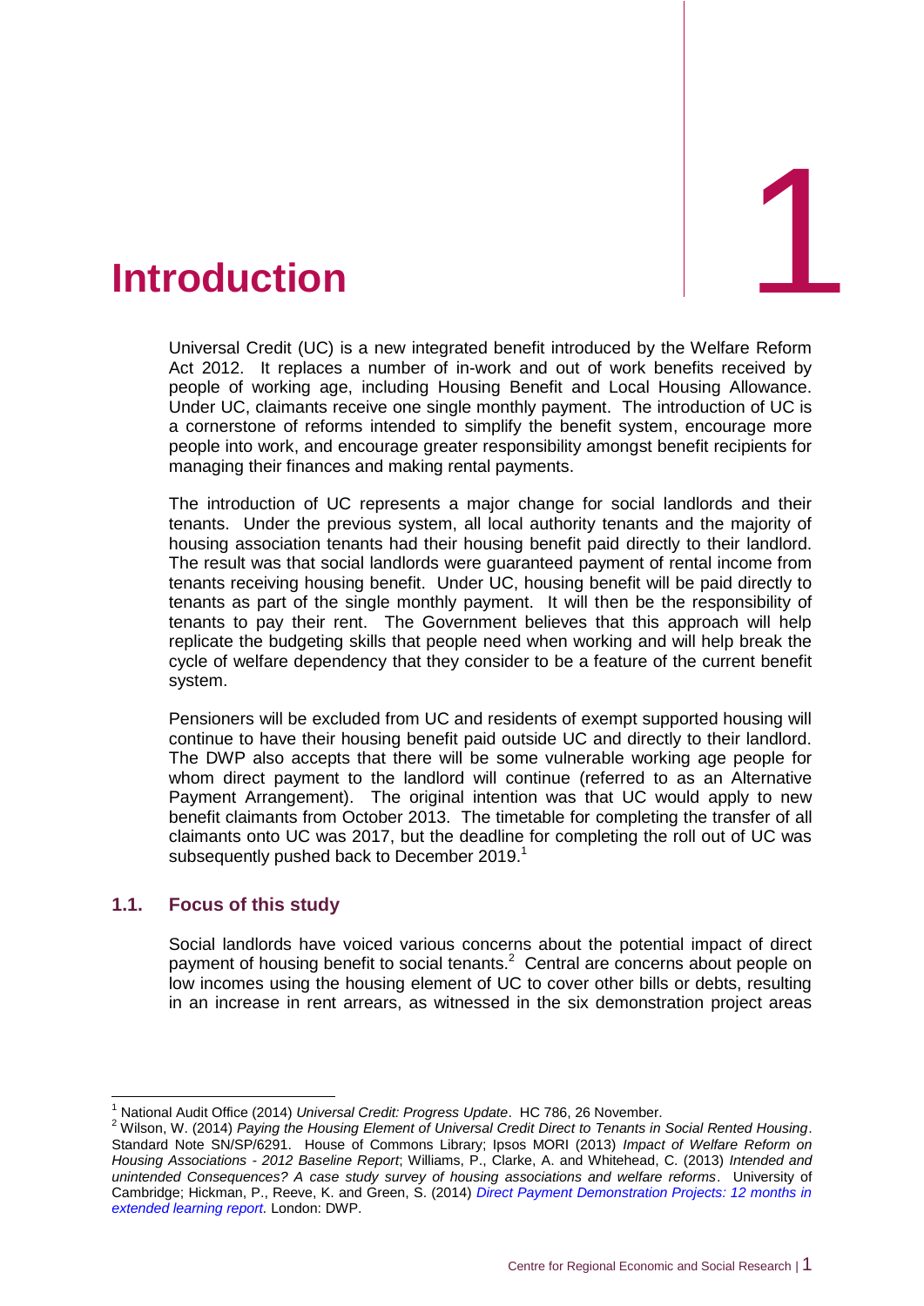# 1 Introduction

Universal Credit (UC) is a new integrated benefit introduced by the Welfare Reform Act 2012. It replaces a number of in-work and out of work benefits received by people of working age, including Housing Benefit and Local Housing Allowance. Under UC, claimants receive one single monthly payment. The introduction of UC is a cornerstone of reforms intended to simplify the benefit system, encourage more people into work, and encourage greater responsibility amongst benefit recipients for managing their finances and making rental payments.

The introduction of UC represents a major change for social landlords and their tenants. Under the previous system, all local authority tenants and the majority of housing association tenants had their housing benefit paid directly to their landlord. The result was that social landlords were guaranteed payment of rental income from tenants receiving housing benefit. Under UC, housing benefit will be paid directly to tenants as part of the single monthly payment. It will then be the responsibility of tenants to pay their rent. The Government believes that this approach will help replicate the budgeting skills that people need when working and will help break the cycle of welfare dependency that they consider to be a feature of the current benefit system.

Pensioners will be excluded from UC and residents of exempt supported housing will continue to have their housing benefit paid outside UC and directly to their landlord. The DWP also accepts that there will be some vulnerable working age people for whom direct payment to the landlord will continue (referred to as an Alternative Payment Arrangement). The original intention was that UC would apply to new benefit claimants from October 2013. The timetable for completing the transfer of all claimants onto UC was 2017, but the deadline for completing the roll out of UC was subsequently pushed back to December 2019.[1]

## 1.1. Focus of this study

Social landlords have voiced various concerns about the potential impact of direct payment of housing benefit to social tenants.[2] Central are concerns about people on low incomes using the housing element of UC to cover other bills or debts, resulting in an increase in rent arrears, as witnessed in the six demonstration project areas

---

[1] National Audit Office (2014) *Universal Credit: Progress Update*. HC 786, 26 November.

[2] Wilson, W. (2014) *Paying the Housing Element of Universal Credit Direct to Tenants in Social Rented Housing*. Standard Note SN/SP/6291. House of Commons Library; Ipsos MORI (2013) *Impact of Welfare Reform on Housing Associations - 2012 Baseline Report*; Williams, P., Clarke, A. and Whitehead, C. (2013) *Intended and unintended Consequences? A case study survey of housing associations and welfare reforms*. University of Cambridge; Hickman, P., Reeve, K. and Green, S. (2014) *Direct Payment Demonstration Projects: 12 months in extended learning report*. London: DWP.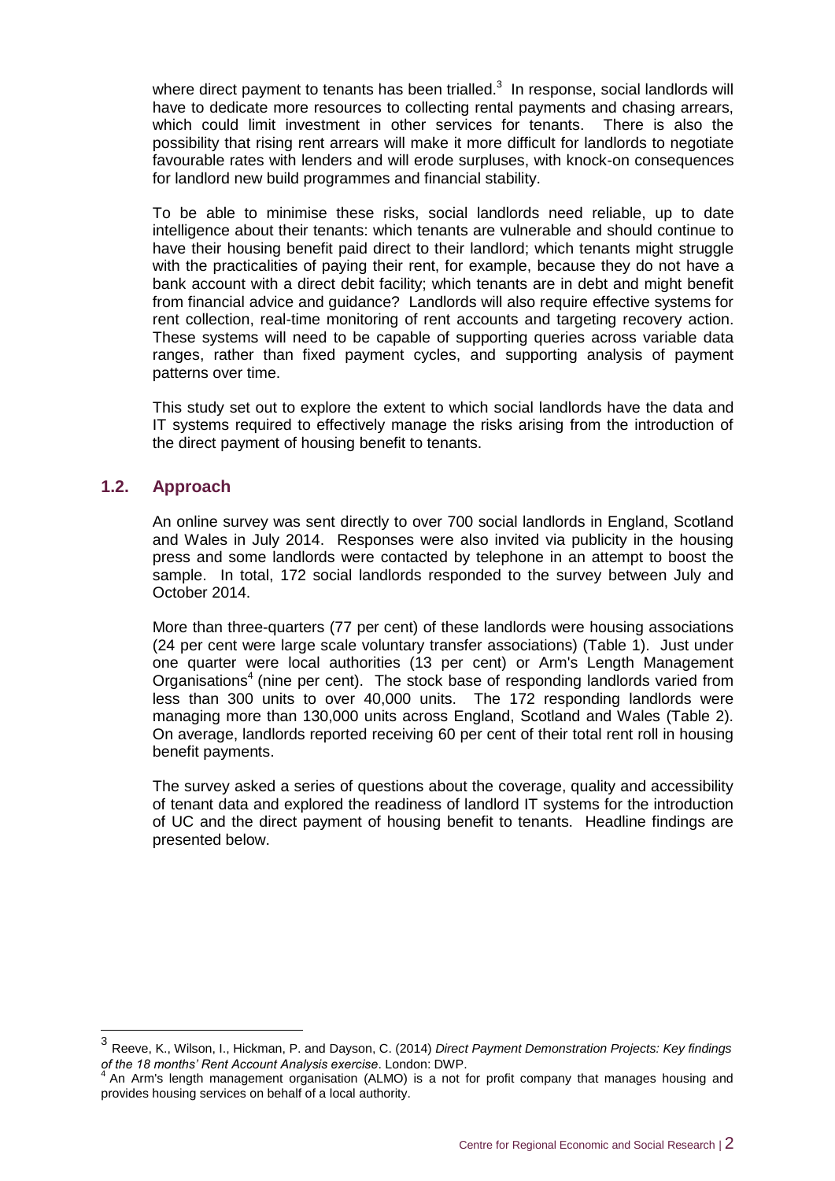where direct payment to tenants has been trialled.[3] In response, social landlords will have to dedicate more resources to collecting rental payments and chasing arrears, which could limit investment in other services for tenants. There is also the possibility that rising rent arrears will make it more difficult for landlords to negotiate favourable rates with lenders and will erode surpluses, with knock-on consequences for landlord new build programmes and financial stability.

To be able to minimise these risks, social landlords need reliable, up to date intelligence about their tenants: which tenants are vulnerable and should continue to have their housing benefit paid direct to their landlord; which tenants might struggle with the practicalities of paying their rent, for example, because they do not have a bank account with a direct debit facility; which tenants are in debt and might benefit from financial advice and guidance? Landlords will also require effective systems for rent collection, real-time monitoring of rent accounts and targeting recovery action. These systems will need to be capable of supporting queries across variable data ranges, rather than fixed payment cycles, and supporting analysis of payment patterns over time.

This study set out to explore the extent to which social landlords have the data and IT systems required to effectively manage the risks arising from the introduction of the direct payment of housing benefit to tenants.

## 1.2. Approach

An online survey was sent directly to over 700 social landlords in England, Scotland and Wales in July 2014. Responses were also invited via publicity in the housing press and some landlords were contacted by telephone in an attempt to boost the sample. In total, 172 social landlords responded to the survey between July and October 2014.

More than three-quarters (77 per cent) of these landlords were housing associations (24 per cent were large scale voluntary transfer associations) (Table 1). Just under one quarter were local authorities (13 per cent) or Arm's Length Management Organisations[4] (nine per cent). The stock base of responding landlords varied from less than 300 units to over 40,000 units. The 172 responding landlords were managing more than 130,000 units across England, Scotland and Wales (Table 2). On average, landlords reported receiving 60 per cent of their total rent roll in housing benefit payments.

The survey asked a series of questions about the coverage, quality and accessibility of tenant data and explored the readiness of landlord IT systems for the introduction of UC and the direct payment of housing benefit to tenants. Headline findings are presented below.

---

[3] Reeve, K., Wilson, I., Hickman, P. and Dayson, C. (2014) *Direct Payment Demonstration Projects: Key findings of the 18 months' Rent Account Analysis exercise*. London: DWP.

[4] An Arm's length management organisation (ALMO) is a not for profit company that manages housing and provides housing services on behalf of a local authority.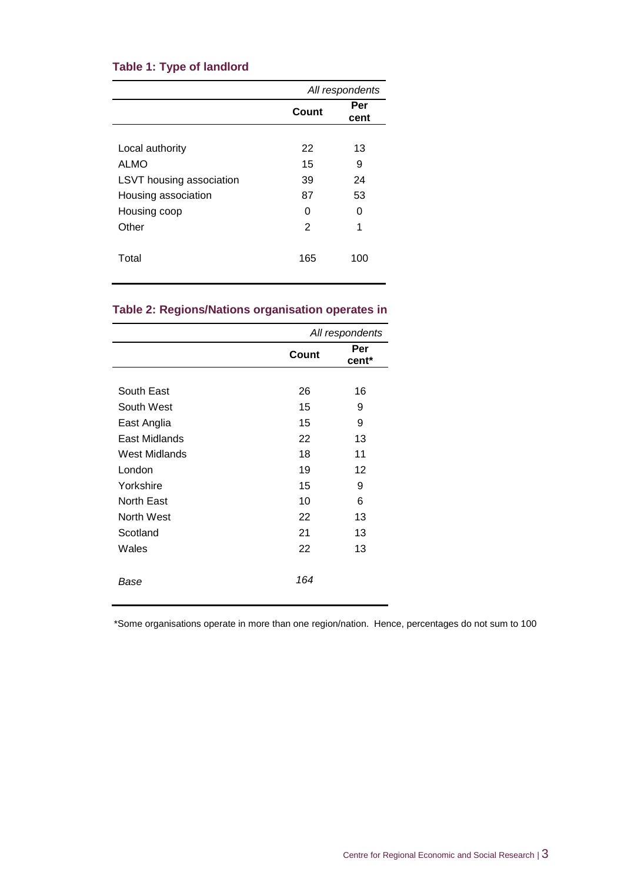**Table 1: Type of landlord**

| | *All respondents* | |
|---|---|---|
| | **Count** | **Per cent** |
| Local authority | 22 | 13 |
| ALMO | 15 | 9 |
| LSVT housing association | 39 | 24 |
| Housing association | 87 | 53 |
| Housing coop | 0 | 0 |
| Other | 2 | 1 |
| Total | 165 | 100 |

**Table 2: Regions/Nations organisation operates in**

| | *All respondents* | |
|---|---|---|
| | **Count** | **Per cent*** |
| South East | 26 | 16 |
| South West | 15 | 9 |
| East Anglia | 15 | 9 |
| East Midlands | 22 | 13 |
| West Midlands | 18 | 11 |
| London | 19 | 12 |
| Yorkshire | 15 | 9 |
| North East | 10 | 6 |
| North West | 22 | 13 |
| Scotland | 21 | 13 |
| Wales | 22 | 13 |
| *Base* | *164* | |

*Some organisations operate in more than one region/nation. Hence, percentages do not sum to 100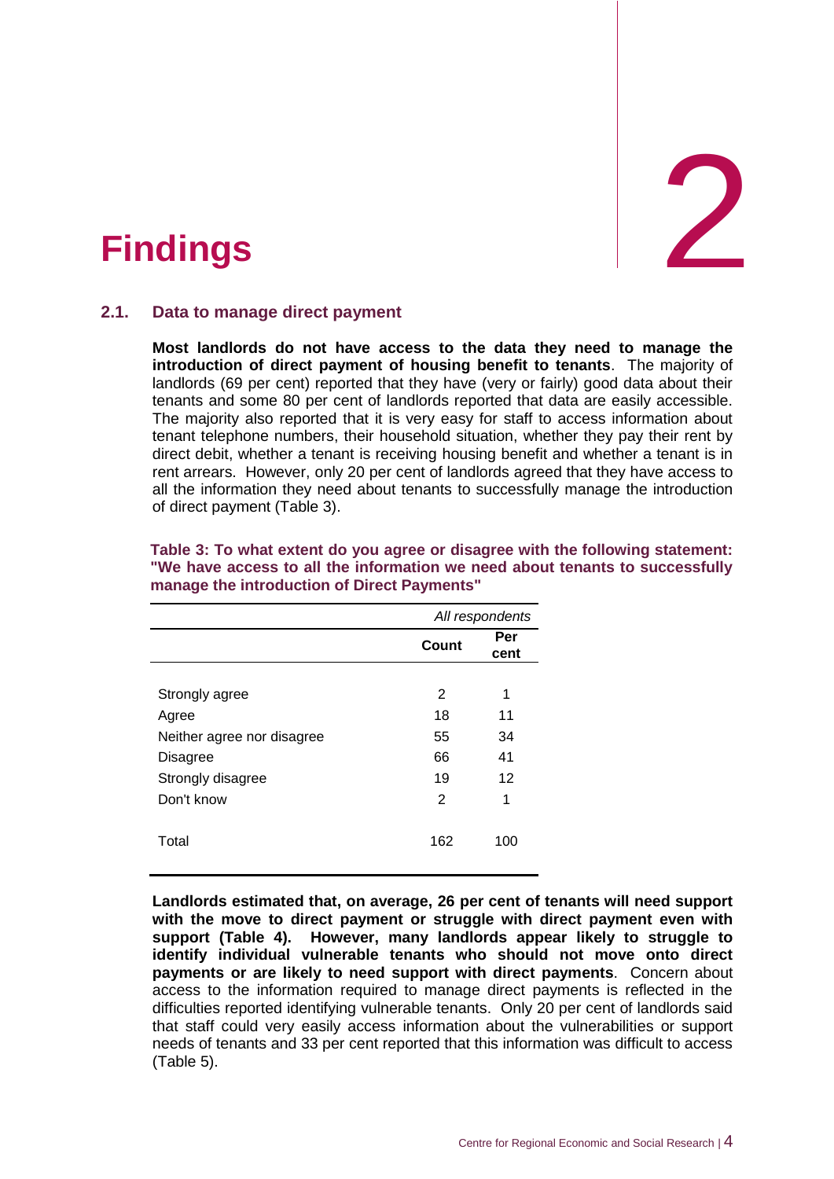# 2 Findings

## 2.1. Data to manage direct payment

**Most landlords do not have access to the data they need to manage the introduction of direct payment of housing benefit to tenants**. The majority of landlords (69 per cent) reported that they have (very or fairly) good data about their tenants and some 80 per cent of landlords reported that data are easily accessible. The majority also reported that it is very easy for staff to access information about tenant telephone numbers, their household situation, whether they pay their rent by direct debit, whether a tenant is receiving housing benefit and whether a tenant is in rent arrears. However, only 20 per cent of landlords agreed that they have access to all the information they need about tenants to successfully manage the introduction of direct payment (Table 3).

**Table 3: To what extent do you agree or disagree with the following statement: "We have access to all the information we need about tenants to successfully manage the introduction of Direct Payments"**

| | *All respondents* | |
|---|---|---|
| | **Count** | **Per cent** |
| Strongly agree | 2 | 1 |
| Agree | 18 | 11 |
| Neither agree nor disagree | 55 | 34 |
| Disagree | 66 | 41 |
| Strongly disagree | 19 | 12 |
| Don't know | 2 | 1 |
| Total | 162 | 100 |

**Landlords estimated that, on average, 26 per cent of tenants will need support with the move to direct payment or struggle with direct payment even with support (Table 4). However, many landlords appear likely to struggle to identify individual vulnerable tenants who should not move onto direct payments or are likely to need support with direct payments**. Concern about access to the information required to manage direct payments is reflected in the difficulties reported identifying vulnerable tenants. Only 20 per cent of landlords said that staff could very easily access information about the vulnerabilities or support needs of tenants and 33 per cent reported that this information was difficult to access (Table 5).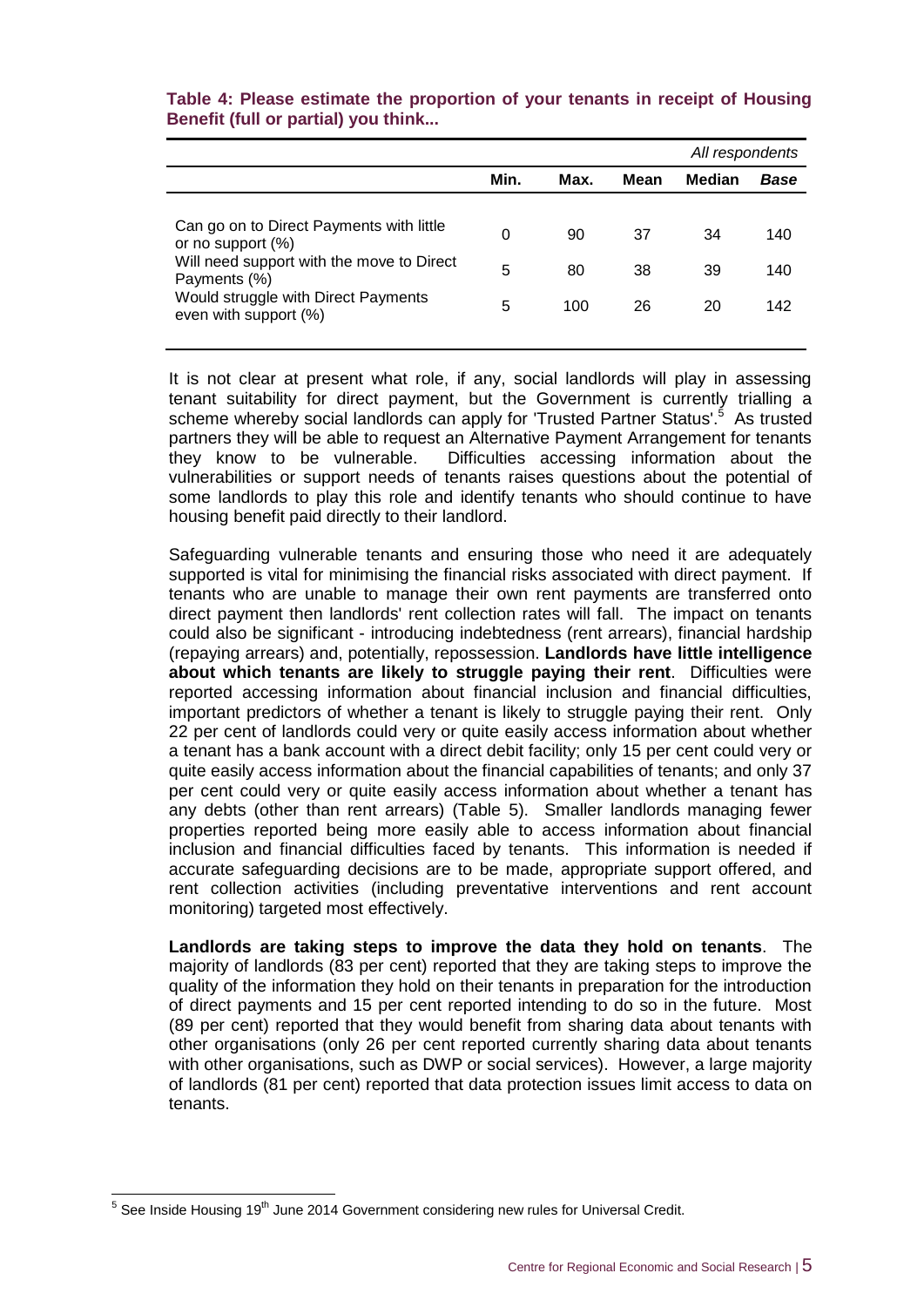**Table 4: Please estimate the proportion of your tenants in receipt of Housing Benefit (full or partial) you think...**

| | | | | | *All respondents* |
|---|---|---|---|---|---|
| | Min. | Max. | Mean | Median | *Base* |
| Can go on to Direct Payments with little or no support (%) | 0 | 90 | 37 | 34 | 140 |
| Will need support with the move to Direct Payments (%) | 5 | 80 | 38 | 39 | 140 |
| Would struggle with Direct Payments even with support (%) | 5 | 100 | 26 | 20 | 142 |

It is not clear at present what role, if any, social landlords will play in assessing tenant suitability for direct payment, but the Government is currently trialling a scheme whereby social landlords can apply for 'Trusted Partner Status'.[5] As trusted partners they will be able to request an Alternative Payment Arrangement for tenants they know to be vulnerable. Difficulties accessing information about the vulnerabilities or support needs of tenants raises questions about the potential of some landlords to play this role and identify tenants who should continue to have housing benefit paid directly to their landlord.

Safeguarding vulnerable tenants and ensuring those who need it are adequately supported is vital for minimising the financial risks associated with direct payment. If tenants who are unable to manage their own rent payments are transferred onto direct payment then landlords' rent collection rates will fall. The impact on tenants could also be significant - introducing indebtedness (rent arrears), financial hardship (repaying arrears) and, potentially, repossession. **Landlords have little intelligence about which tenants are likely to struggle paying their rent**. Difficulties were reported accessing information about financial inclusion and financial difficulties, important predictors of whether a tenant is likely to struggle paying their rent. Only 22 per cent of landlords could very or quite easily access information about whether a tenant has a bank account with a direct debit facility; only 15 per cent could very or quite easily access information about the financial capabilities of tenants; and only 37 per cent could very or quite easily access information about whether a tenant has any debts (other than rent arrears) (Table 5). Smaller landlords managing fewer properties reported being more easily able to access information about financial inclusion and financial difficulties faced by tenants. This information is needed if accurate safeguarding decisions are to be made, appropriate support offered, and rent collection activities (including preventative interventions and rent account monitoring) targeted most effectively.

**Landlords are taking steps to improve the data they hold on tenants**. The majority of landlords (83 per cent) reported that they are taking steps to improve the quality of the information they hold on their tenants in preparation for the introduction of direct payments and 15 per cent reported intending to do so in the future. Most (89 per cent) reported that they would benefit from sharing data about tenants with other organisations (only 26 per cent reported currently sharing data about tenants with other organisations, such as DWP or social services). However, a large majority of landlords (81 per cent) reported that data protection issues limit access to data on tenants.

[5] See Inside Housing 19th June 2014 Government considering new rules for Universal Credit.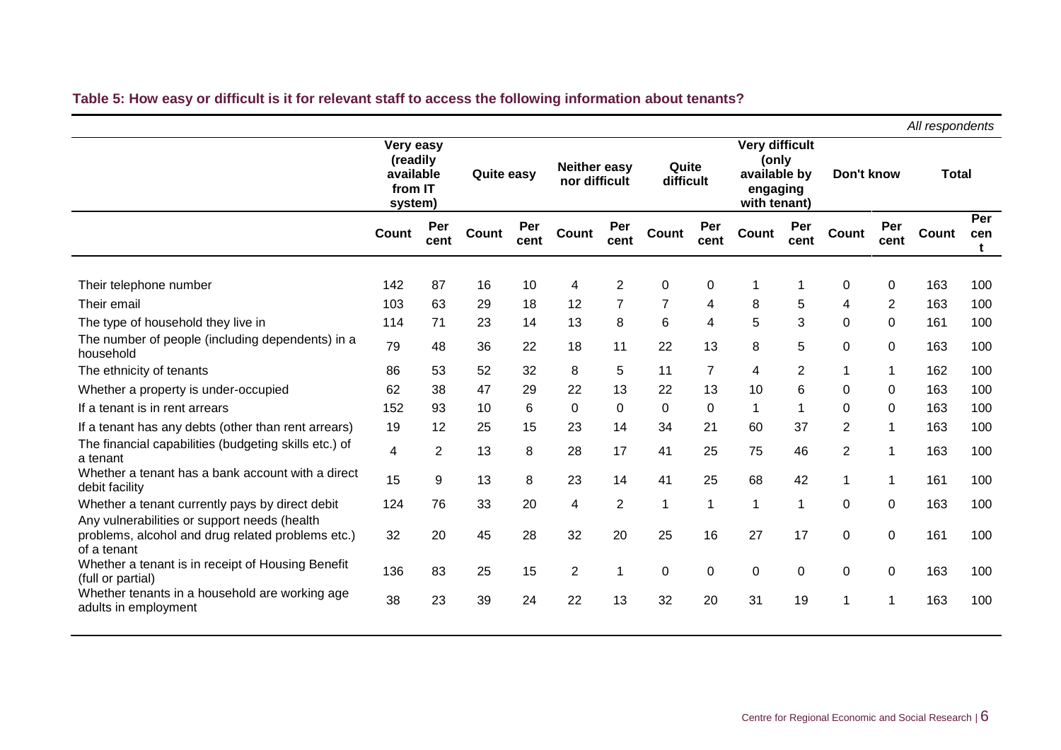**Table 5: How easy or difficult is it for relevant staff to access the following information about tenants?**

*All respondents*

| | Very easy (readily available from IT system) | | Quite easy | | Neither easy nor difficult | | Quite difficult | | Very difficult (only available by engaging with tenant) | | Don't know | | Total | |
|---|---|---|---|---|---|---|---|---|---|---|---|---|---|---|
| | Count | Per cent | Count | Per cent | Count | Per cent | Count | Per cent | Count | Per cent | Count | Per cent | Count | Per cent |
| Their telephone number | 142 | 87 | 16 | 10 | 4 | 2 | 0 | 0 | 1 | 1 | 0 | 0 | 163 | 100 |
| Their email | 103 | 63 | 29 | 18 | 12 | 7 | 7 | 4 | 8 | 5 | 4 | 2 | 163 | 100 |
| The type of household they live in | 114 | 71 | 23 | 14 | 13 | 8 | 6 | 4 | 5 | 3 | 0 | 0 | 161 | 100 |
| The number of people (including dependents) in a household | 79 | 48 | 36 | 22 | 18 | 11 | 22 | 13 | 8 | 5 | 0 | 0 | 163 | 100 |
| The ethnicity of tenants | 86 | 53 | 52 | 32 | 8 | 5 | 11 | 7 | 4 | 2 | 1 | 1 | 162 | 100 |
| Whether a property is under-occupied | 62 | 38 | 47 | 29 | 22 | 13 | 22 | 13 | 10 | 6 | 0 | 0 | 163 | 100 |
| If a tenant is in rent arrears | 152 | 93 | 10 | 6 | 0 | 0 | 0 | 0 | 1 | 1 | 0 | 0 | 163 | 100 |
| If a tenant has any debts (other than rent arrears) | 19 | 12 | 25 | 15 | 23 | 14 | 34 | 21 | 60 | 37 | 2 | 1 | 163 | 100 |
| The financial capabilities (budgeting skills etc.) of a tenant | 4 | 2 | 13 | 8 | 28 | 17 | 41 | 25 | 75 | 46 | 2 | 1 | 163 | 100 |
| Whether a tenant has a bank account with a direct debit facility | 15 | 9 | 13 | 8 | 23 | 14 | 41 | 25 | 68 | 42 | 1 | 1 | 161 | 100 |
| Whether a tenant currently pays by direct debit | 124 | 76 | 33 | 20 | 4 | 2 | 1 | 1 | 1 | 1 | 0 | 0 | 163 | 100 |
| Any vulnerabilities or support needs (health problems, alcohol and drug related problems etc.) of a tenant | 32 | 20 | 45 | 28 | 32 | 20 | 25 | 16 | 27 | 17 | 0 | 0 | 161 | 100 |
| Whether a tenant is in receipt of Housing Benefit (full or partial) | 136 | 83 | 25 | 15 | 2 | 1 | 0 | 0 | 0 | 0 | 0 | 0 | 163 | 100 |
| Whether tenants in a household are working age adults in employment | 38 | 23 | 39 | 24 | 22 | 13 | 32 | 20 | 31 | 19 | 1 | 1 | 163 | 100 |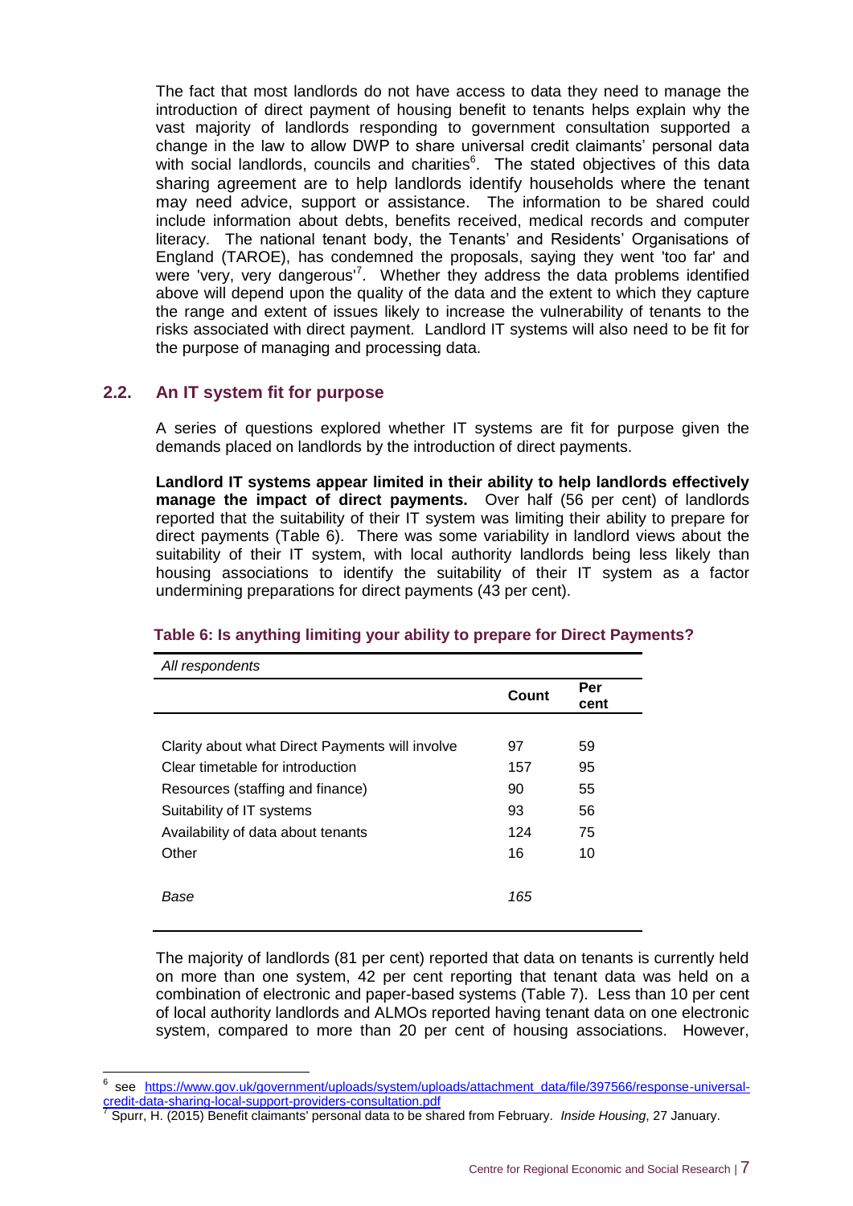The fact that most landlords do not have access to data they need to manage the introduction of direct payment of housing benefit to tenants helps explain why the vast majority of landlords responding to government consultation supported a change in the law to allow DWP to share universal credit claimants' personal data with social landlords, councils and charities[6]. The stated objectives of this data sharing agreement are to help landlords identify households where the tenant may need advice, support or assistance. The information to be shared could include information about debts, benefits received, medical records and computer literacy. The national tenant body, the Tenants' and Residents' Organisations of England (TAROE), has condemned the proposals, saying they went 'too far' and were 'very, very dangerous'[7]. Whether they address the data problems identified above will depend upon the quality of the data and the extent to which they capture the range and extent of issues likely to increase the vulnerability of tenants to the risks associated with direct payment. Landlord IT systems will also need to be fit for the purpose of managing and processing data.

## 2.2. An IT system fit for purpose

A series of questions explored whether IT systems are fit for purpose given the demands placed on landlords by the introduction of direct payments.

**Landlord IT systems appear limited in their ability to help landlords effectively manage the impact of direct payments.** Over half (56 per cent) of landlords reported that the suitability of their IT system was limiting their ability to prepare for direct payments (Table 6). There was some variability in landlord views about the suitability of their IT system, with local authority landlords being less likely than housing associations to identify the suitability of their IT system as a factor undermining preparations for direct payments (43 per cent).

**Table 6: Is anything limiting your ability to prepare for Direct Payments?**

| *All respondents* | Count | Per cent |
|---|---|---|
| Clarity about what Direct Payments will involve | 97 | 59 |
| Clear timetable for introduction | 157 | 95 |
| Resources (staffing and finance) | 90 | 55 |
| Suitability of IT systems | 93 | 56 |
| Availability of data about tenants | 124 | 75 |
| Other | 16 | 10 |
| *Base* | *165* | |

The majority of landlords (81 per cent) reported that data on tenants is currently held on more than one system, 42 per cent reporting that tenant data was held on a combination of electronic and paper-based systems (Table 7). Less than 10 per cent of local authority landlords and ALMOs reported having tenant data on one electronic system, compared to more than 20 per cent of housing associations. However,

[6] see https://www.gov.uk/government/uploads/system/uploads/attachment_data/file/397566/response-universal-credit-data-sharing-local-support-providers-consultation.pdf

[7] Spurr, H. (2015) Benefit claimants' personal data to be shared from February. *Inside Housing*, 27 January.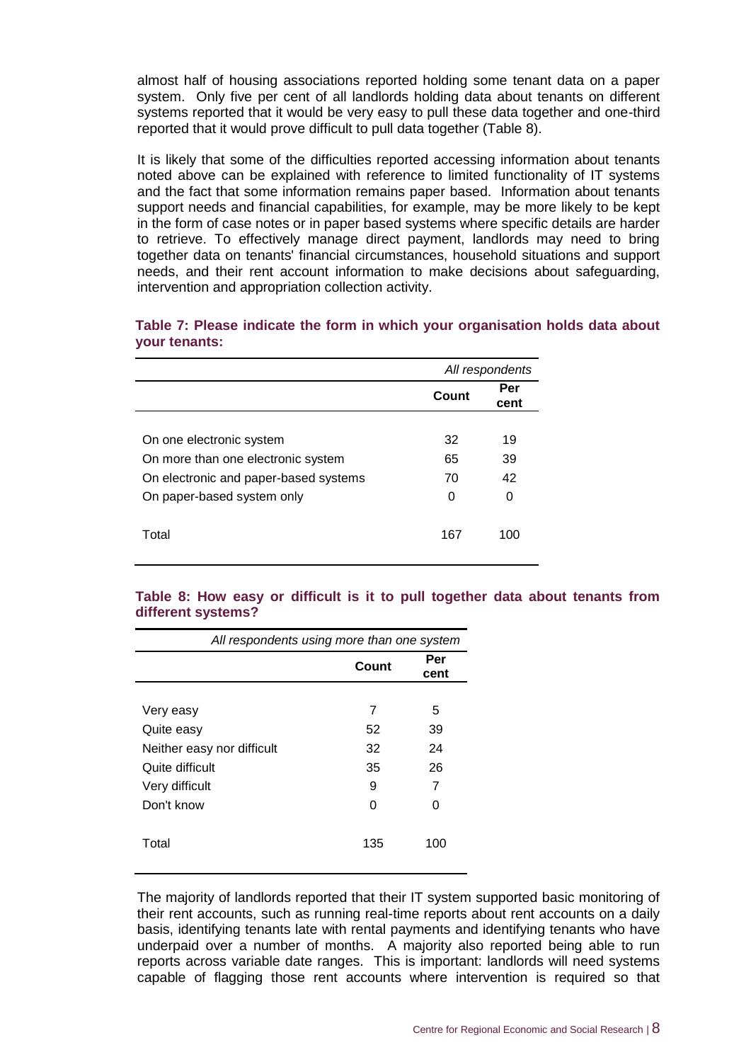almost half of housing associations reported holding some tenant data on a paper system. Only five per cent of all landlords holding data about tenants on different systems reported that it would be very easy to pull these data together and one-third reported that it would prove difficult to pull data together (Table 8).

It is likely that some of the difficulties reported accessing information about tenants noted above can be explained with reference to limited functionality of IT systems and the fact that some information remains paper based. Information about tenants support needs and financial capabilities, for example, may be more likely to be kept in the form of case notes or in paper based systems where specific details are harder to retrieve. To effectively manage direct payment, landlords may need to bring together data on tenants' financial circumstances, household situations and support needs, and their rent account information to make decisions about safeguarding, intervention and appropriation collection activity.

**Table 7: Please indicate the form in which your organisation holds data about your tenants:**

| | *All respondents* | |
|---|---|---|
| | **Count** | **Per cent** |
| On one electronic system | 32 | 19 |
| On more than one electronic system | 65 | 39 |
| On electronic and paper-based systems | 70 | 42 |
| On paper-based system only | 0 | 0 |
| Total | 167 | 100 |

**Table 8: How easy or difficult is it to pull together data about tenants from different systems?**

| *All respondents using more than one system* | | |
|---|---|---|
| | **Count** | **Per cent** |
| Very easy | 7 | 5 |
| Quite easy | 52 | 39 |
| Neither easy nor difficult | 32 | 24 |
| Quite difficult | 35 | 26 |
| Very difficult | 9 | 7 |
| Don't know | 0 | 0 |
| Total | 135 | 100 |

The majority of landlords reported that their IT system supported basic monitoring of their rent accounts, such as running real-time reports about rent accounts on a daily basis, identifying tenants late with rental payments and identifying tenants who have underpaid over a number of months. A majority also reported being able to run reports across variable date ranges. This is important: landlords will need systems capable of flagging those rent accounts where intervention is required so that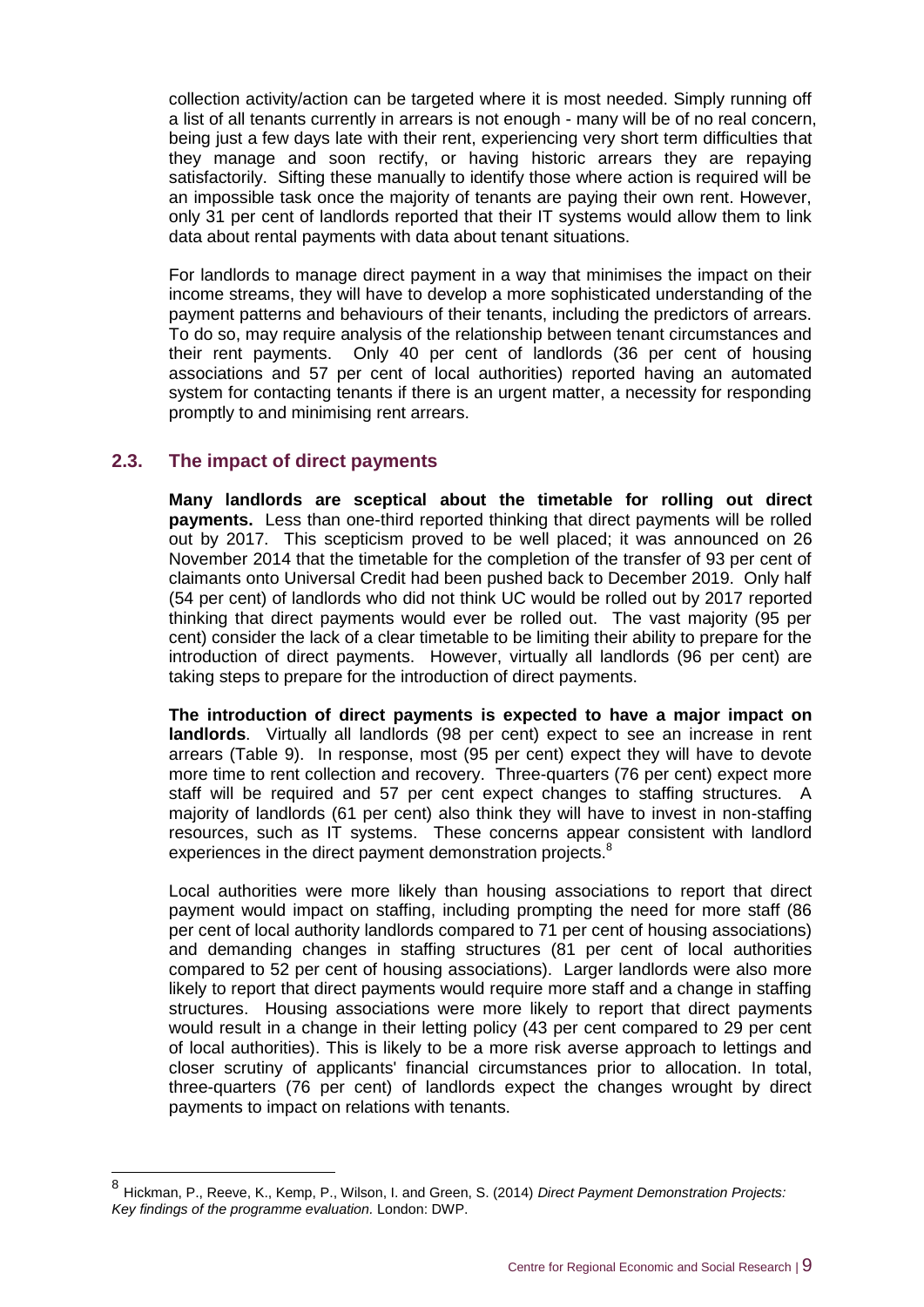collection activity/action can be targeted where it is most needed. Simply running off a list of all tenants currently in arrears is not enough - many will be of no real concern, being just a few days late with their rent, experiencing very short term difficulties that they manage and soon rectify, or having historic arrears they are repaying satisfactorily. Sifting these manually to identify those where action is required will be an impossible task once the majority of tenants are paying their own rent. However, only 31 per cent of landlords reported that their IT systems would allow them to link data about rental payments with data about tenant situations.

For landlords to manage direct payment in a way that minimises the impact on their income streams, they will have to develop a more sophisticated understanding of the payment patterns and behaviours of their tenants, including the predictors of arrears. To do so, may require analysis of the relationship between tenant circumstances and their rent payments. Only 40 per cent of landlords (36 per cent of housing associations and 57 per cent of local authorities) reported having an automated system for contacting tenants if there is an urgent matter, a necessity for responding promptly to and minimising rent arrears.

## 2.3. The impact of direct payments

**Many landlords are sceptical about the timetable for rolling out direct payments.** Less than one-third reported thinking that direct payments will be rolled out by 2017. This scepticism proved to be well placed; it was announced on 26 November 2014 that the timetable for the completion of the transfer of 93 per cent of claimants onto Universal Credit had been pushed back to December 2019. Only half (54 per cent) of landlords who did not think UC would be rolled out by 2017 reported thinking that direct payments would ever be rolled out. The vast majority (95 per cent) consider the lack of a clear timetable to be limiting their ability to prepare for the introduction of direct payments. However, virtually all landlords (96 per cent) are taking steps to prepare for the introduction of direct payments.

**The introduction of direct payments is expected to have a major impact on landlords**. Virtually all landlords (98 per cent) expect to see an increase in rent arrears (Table 9). In response, most (95 per cent) expect they will have to devote more time to rent collection and recovery. Three-quarters (76 per cent) expect more staff will be required and 57 per cent expect changes to staffing structures. A majority of landlords (61 per cent) also think they will have to invest in non-staffing resources, such as IT systems. These concerns appear consistent with landlord experiences in the direct payment demonstration projects.[8]

Local authorities were more likely than housing associations to report that direct payment would impact on staffing, including prompting the need for more staff (86 per cent of local authority landlords compared to 71 per cent of housing associations) and demanding changes in staffing structures (81 per cent of local authorities compared to 52 per cent of housing associations). Larger landlords were also more likely to report that direct payments would require more staff and a change in staffing structures. Housing associations were more likely to report that direct payments would result in a change in their letting policy (43 per cent compared to 29 per cent of local authorities). This is likely to be a more risk averse approach to lettings and closer scrutiny of applicants' financial circumstances prior to allocation. In total, three-quarters (76 per cent) of landlords expect the changes wrought by direct payments to impact on relations with tenants.

[8] Hickman, P., Reeve, K., Kemp, P., Wilson, I. and Green, S. (2014) *Direct Payment Demonstration Projects: Key findings of the programme evaluation.* London: DWP.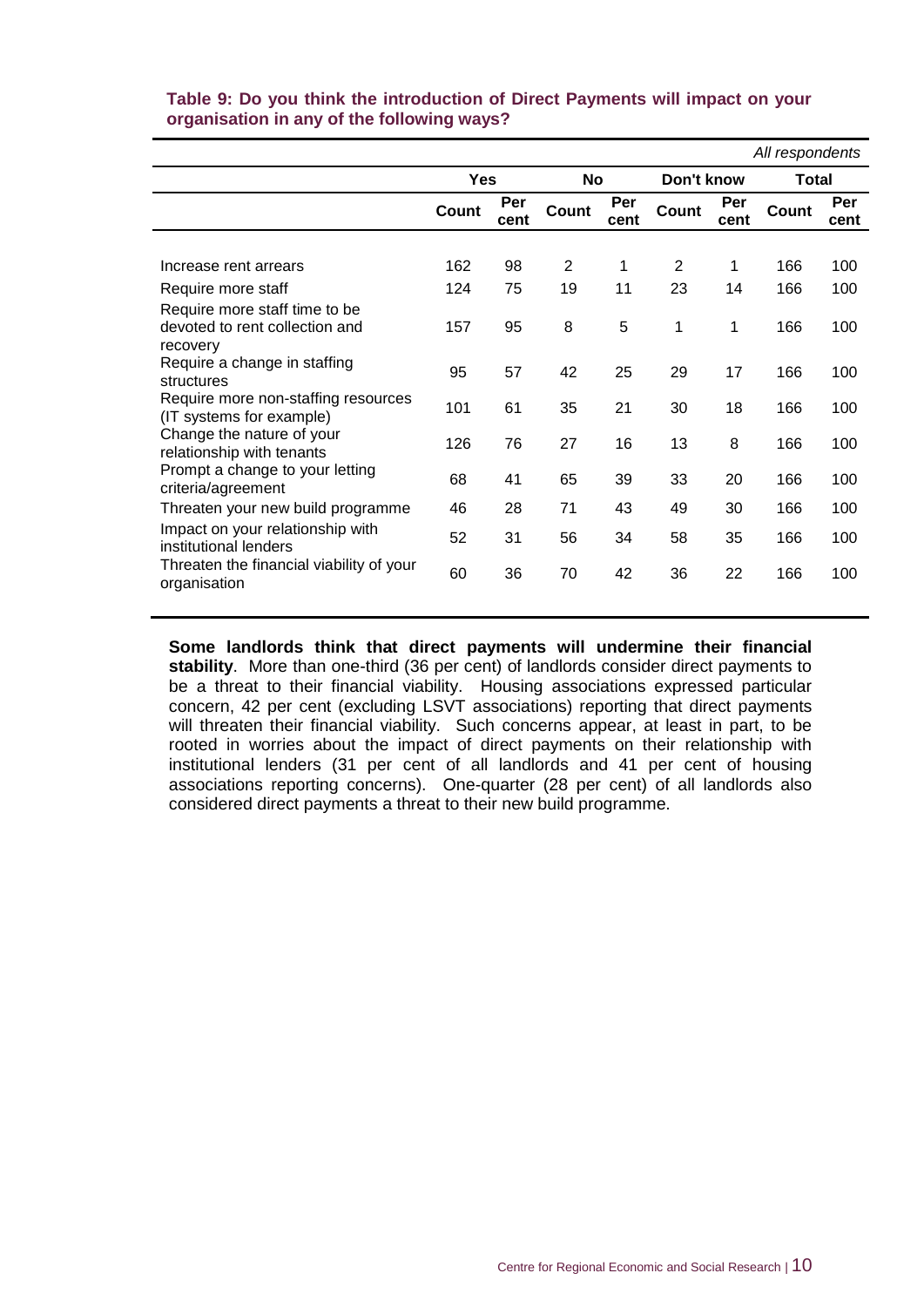**Table 9: Do you think the introduction of Direct Payments will impact on your organisation in any of the following ways?**

*All respondents*

| | Yes | | No | | Don't know | | Total | |
|---|---|---|---|---|---|---|---|---|
| | Count | Per cent | Count | Per cent | Count | Per cent | Count | Per cent |
| Increase rent arrears | 162 | 98 | 2 | 1 | 2 | 1 | 166 | 100 |
| Require more staff | 124 | 75 | 19 | 11 | 23 | 14 | 166 | 100 |
| Require more staff time to be devoted to rent collection and recovery | 157 | 95 | 8 | 5 | 1 | 1 | 166 | 100 |
| Require a change in staffing structures | 95 | 57 | 42 | 25 | 29 | 17 | 166 | 100 |
| Require more non-staffing resources (IT systems for example) | 101 | 61 | 35 | 21 | 30 | 18 | 166 | 100 |
| Change the nature of your relationship with tenants | 126 | 76 | 27 | 16 | 13 | 8 | 166 | 100 |
| Prompt a change to your letting criteria/agreement | 68 | 41 | 65 | 39 | 33 | 20 | 166 | 100 |
| Threaten your new build programme | 46 | 28 | 71 | 43 | 49 | 30 | 166 | 100 |
| Impact on your relationship with institutional lenders | 52 | 31 | 56 | 34 | 58 | 35 | 166 | 100 |
| Threaten the financial viability of your organisation | 60 | 36 | 70 | 42 | 36 | 22 | 166 | 100 |

**Some landlords think that direct payments will undermine their financial stability**. More than one-third (36 per cent) of landlords consider direct payments to be a threat to their financial viability. Housing associations expressed particular concern, 42 per cent (excluding LSVT associations) reporting that direct payments will threaten their financial viability. Such concerns appear, at least in part, to be rooted in worries about the impact of direct payments on their relationship with institutional lenders (31 per cent of all landlords and 41 per cent of housing associations reporting concerns). One-quarter (28 per cent) of all landlords also considered direct payments a threat to their new build programme.